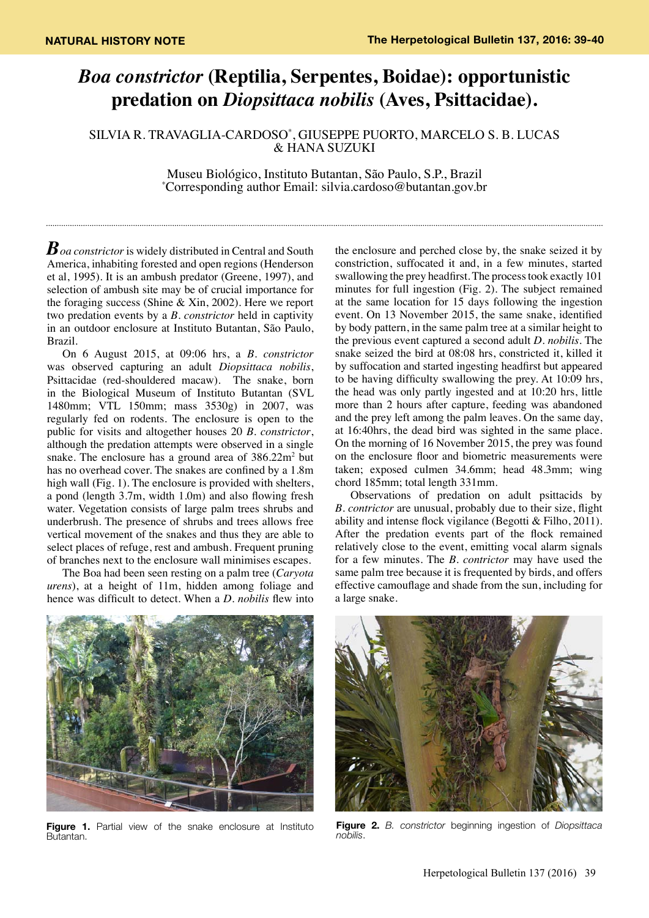NATURAL HISTORY NOTE

# *Boa constrictor* (Reptilia, Serpentes, Boidae): opportunistic predation on *Diopsittaca nobilis* (Aves, Psittacidae).

SILVIA R. TRAVAGLIA-CARDOSO[*], GIUSEPPE PUORTO, MARCELO S. B. LUCAS & HANA SUZUKI

Museu Biológico, Instituto Butantan, São Paulo, S.P., Brazil
[*]Corresponding author Email: silvia.cardoso@butantan.gov.br

*Boa constrictor* is widely distributed in Central and South America, inhabiting forested and open regions (Henderson et al, 1995). It is an ambush predator (Greene, 1997), and selection of ambush site may be of crucial importance for the foraging success (Shine & Xin, 2002). Here we report two predation events by a *B. constrictor* held in captivity in an outdoor enclosure at Instituto Butantan, São Paulo, Brazil.

On 6 August 2015, at 09:06 hrs, a *B. constrictor* was observed capturing an adult *Diopsittaca nobilis*, Psittacidae (red-shouldered macaw). The snake, born in the Biological Museum of Instituto Butantan (SVL 1480mm; VTL 150mm; mass 3530g) in 2007, was regularly fed on rodents. The enclosure is open to the public for visits and altogether houses 20 *B. constrictor*, although the predation attempts were observed in a single snake. The enclosure has a ground area of 386.22m$^2$ but has no overhead cover. The snakes are confined by a 1.8m high wall (Fig. 1). The enclosure is provided with shelters, a pond (length 3.7m, width 1.0m) and also flowing fresh water. Vegetation consists of large palm trees shrubs and underbrush. The presence of shrubs and trees allows free vertical movement of the snakes and thus they are able to select places of refuge, rest and ambush. Frequent pruning of branches next to the enclosure wall minimises escapes.

The Boa had been seen resting on a palm tree (*Caryota urens*), at a height of 11m, hidden among foliage and hence was difficult to detect. When a *D. nobilis* flew into the enclosure and perched close by, the snake seized it by constriction, suffocated it and, in a few minutes, started swallowing the prey headfirst. The process took exactly 101 minutes for full ingestion (Fig. 2). The subject remained at the same location for 15 days following the ingestion event. On 13 November 2015, the same snake, identified by body pattern, in the same palm tree at a similar height to the previous event captured a second adult *D. nobilis*. The snake seized the bird at 08:08 hrs, constricted it, killed it by suffocation and started ingesting headfirst but appeared to be having difficulty swallowing the prey. At 10:09 hrs, the head was only partly ingested and at 10:20 hrs, little more than 2 hours after capture, feeding was abandoned and the prey left among the palm leaves. On the same day, at 16:40hrs, the dead bird was sighted in the same place. On the morning of 16 November 2015, the prey was found on the enclosure floor and biometric measurements were taken; exposed culmen 34.6mm; head 48.3mm; wing chord 185mm; total length 331mm.

Observations of predation on adult psittacids by *B. contrictor* are unusual, probably due to their size, flight ability and intense flock vigilance (Begotti & Filho, 2011). After the predation events part of the flock remained relatively close to the event, emitting vocal alarm signals for a few minutes. The *B. contrictor* may have used the same palm tree because it is frequented by birds, and offers effective camouflage and shade from the sun, including for a large snake.

**Figure 1.** Partial view of the snake enclosure at Instituto Butantan.

**Figure 2.** *B. constrictor* beginning ingestion of *Diopsittaca nobilis*.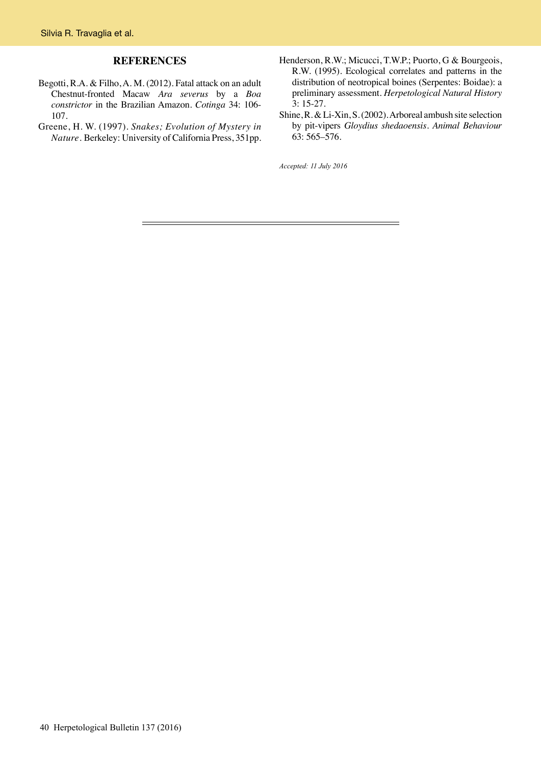## REFERENCES

Begotti, R.A. & Filho, A. M. (2012). Fatal attack on an adult Chestnut-fronted Macaw *Ara severus* by a *Boa constrictor* in the Brazilian Amazon. *Cotinga* 34: 106-107.

Greene, H. W. (1997). *Snakes; Evolution of Mystery in Nature*. Berkeley: University of California Press, 351pp.

Henderson, R.W.; Micucci, T.W.P.; Puorto, G & Bourgeois, R.W. (1995). Ecological correlates and patterns in the distribution of neotropical boines (Serpentes: Boidae): a preliminary assessment. *Herpetological Natural History* 3: 15-27.

Shine, R. & Li-Xin, S. (2002). Arboreal ambush site selection by pit-vipers *Gloydius shedaoensis*. *Animal Behaviour* 63: 565–576.

*Accepted: 11 July 2016*